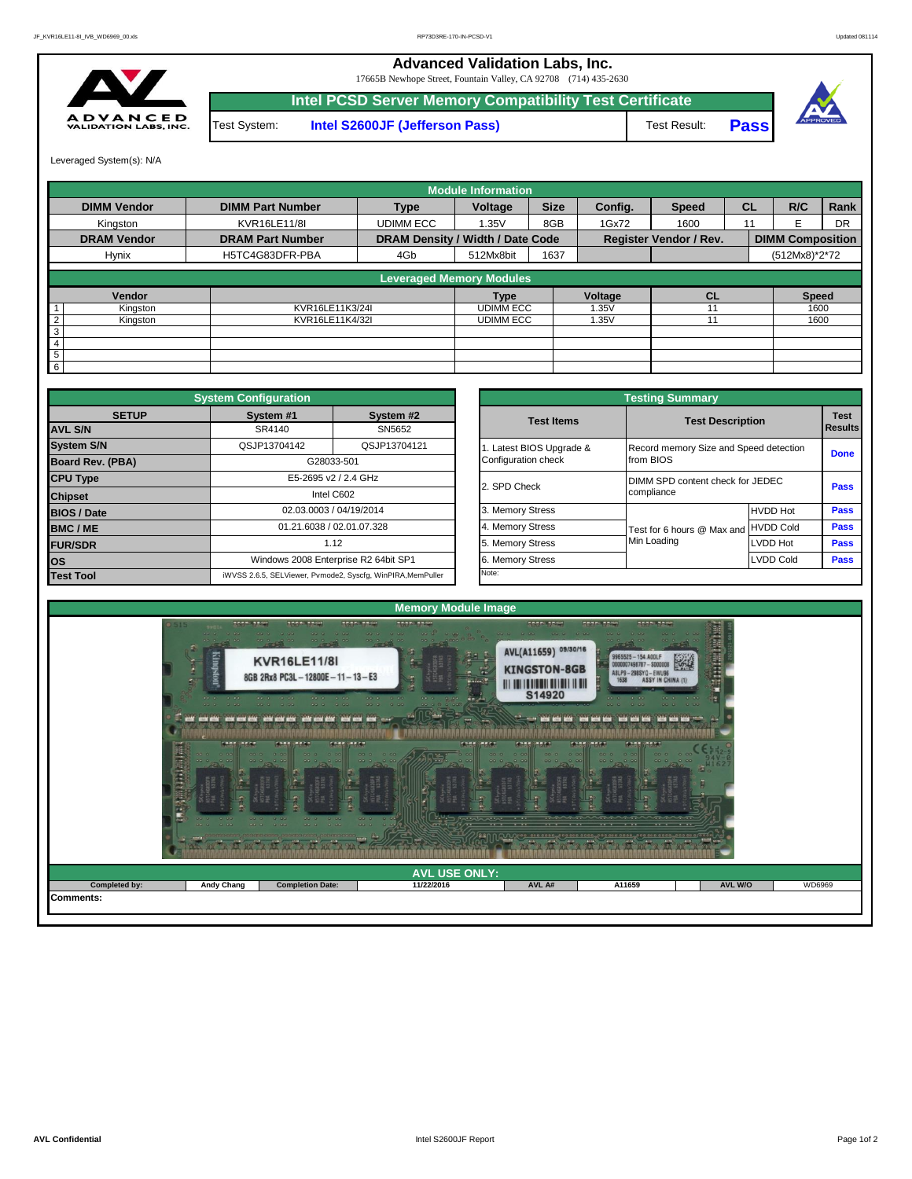# Advanced Validation Labs, Inc.

17665B Newhope Street, Fountain Valley, CA 92708 (714) 435-2630

## Intel PCSD Server Memory Compatibility Test Certificate

| Test System: | Intel S2600JF (Jefferson Pass) | Test Result: | **Pass** |
|---|---|---|---|

Leveraged System(s): N/A

## Module Information

| DIMM Vendor | DIMM Part Number | Type | Voltage | Size | Config. | Speed | CL | R/C | Rank |
|---|---|---|---|---|---|---|---|---|---|
| Kingston | KVR16LE11/8I | UDIMM ECC | 1.35V | 8GB | 1Gx72 | 1600 | 11 | E | DR |
| **DRAM Vendor** | **DRAM Part Number** | **DRAM Density / Width / Date Code** | | | **Register Vendor / Rev.** | | **DIMM Composition** | | |
| Hynix | H5TC4G83DFR-PBA | 4Gb | 512Mx8bit | 1637 | | | (512Mx8)*2*72 | | |

## Leveraged Memory Modules

| | Vendor | | Type | Voltage | CL | Speed |
|---|---|---|---|---|---|---|
| 1 | Kingston | KVR16LE11K3/24I | UDIMM ECC | 1.35V | 11 | 1600 |
| 2 | Kingston | KVR16LE11K4/32I | UDIMM ECC | 1.35V | 11 | 1600 |
| 3 | | | | | | |
| 4 | | | | | | |
| 5 | | | | | | |
| 6 | | | | | | |

## System Configuration

| SETUP | System #1 | System #2 |
|---|---|---|
| AVL S/N | SR4140 | SN5652 |
| System S/N | QSJP13704142 | QSJP13704121 |
| Board Rev. (PBA) | G28033-501 | |
| CPU Type | E5-2695 v2 / 2.4 GHz | |
| Chipset | Intel C602 | |
| BIOS / Date | 02.03.0003 / 04/19/2014 | |
| BMC / ME | 01.21.6038 / 02.01.07.328 | |
| FUR/SDR | 1.12 | |
| OS | Windows 2008 Enterprise R2 64bit SP1 | |
| Test Tool | iWVSS 2.6.5, SELViewer, Pvmode2, Syscfg, WinPIRA,MemPuller | |

## Testing Summary

| Test Items | Test Description | | Test Results |
|---|---|---|---|
| 1. Latest BIOS Upgrade & Configuration check | Record memory Size and Speed detection from BIOS | | **Done** |
| 2. SPD Check | DIMM SPD content check for JEDEC compliance | | **Pass** |
| 3. Memory Stress | Test for 6 hours @ Max and Min Loading | HVDD Hot | **Pass** |
| 4. Memory Stress | | HVDD Cold | **Pass** |
| 5. Memory Stress | | LVDD Hot | **Pass** |
| 6. Memory Stress | | LVDD Cold | **Pass** |
| Note: | | | |

## Memory Module Image

## AVL USE ONLY:

| Completed by: | Andy Chang | Completion Date: | 11/22/2016 | AVL A# | A11659 | AVL W/O | WD6969 |
|---|---|---|---|---|---|---|---|

**Comments:**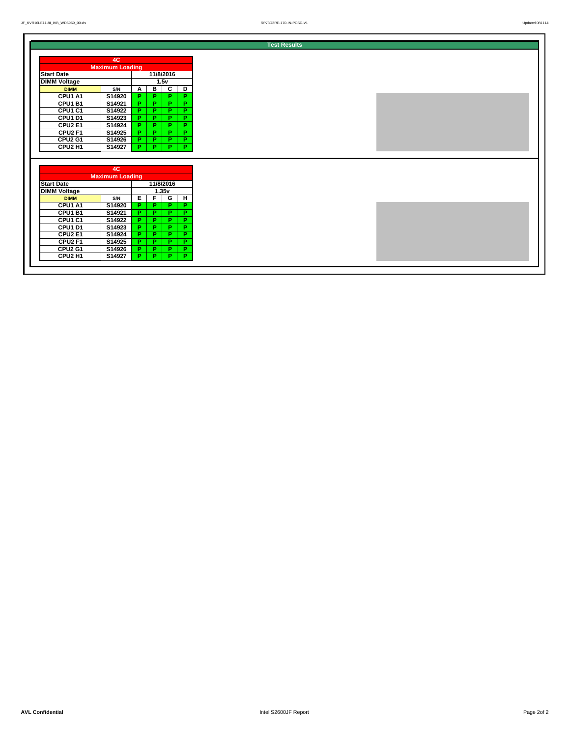## Test Results

| 4C | | | | | |
|---|---|---|---|---|---|
| **Maximum Loading** | | | | | |
| **Start Date** | | 11/8/2016 | | | |
| **DIMM Voltage** | | 1.5v | | | |
| **DIMM** | **S/N** | **A** | **B** | **C** | **D** |
| CPU1 A1 | S14920 | P | P | P | P |
| CPU1 B1 | S14921 | P | P | P | P |
| CPU1 C1 | S14922 | P | P | P | P |
| CPU1 D1 | S14923 | P | P | P | P |
| CPU2 E1 | S14924 | P | P | P | P |
| CPU2 F1 | S14925 | P | P | P | P |
| CPU2 G1 | S14926 | P | P | P | P |
| CPU2 H1 | S14927 | P | P | P | P |

| 4C | | | | | |
|---|---|---|---|---|---|
| **Maximum Loading** | | | | | |
| **Start Date** | | 11/8/2016 | | | |
| **DIMM Voltage** | | 1.35v | | | |
| **DIMM** | **S/N** | **E** | **F** | **G** | **H** |
| CPU1 A1 | S14920 | P | P | P | P |
| CPU1 B1 | S14921 | P | P | P | P |
| CPU1 C1 | S14922 | P | P | P | P |
| CPU1 D1 | S14923 | P | P | P | P |
| CPU2 E1 | S14924 | P | P | P | P |
| CPU2 F1 | S14925 | P | P | P | P |
| CPU2 G1 | S14926 | P | P | P | P |
| CPU2 H1 | S14927 | P | P | P | P |